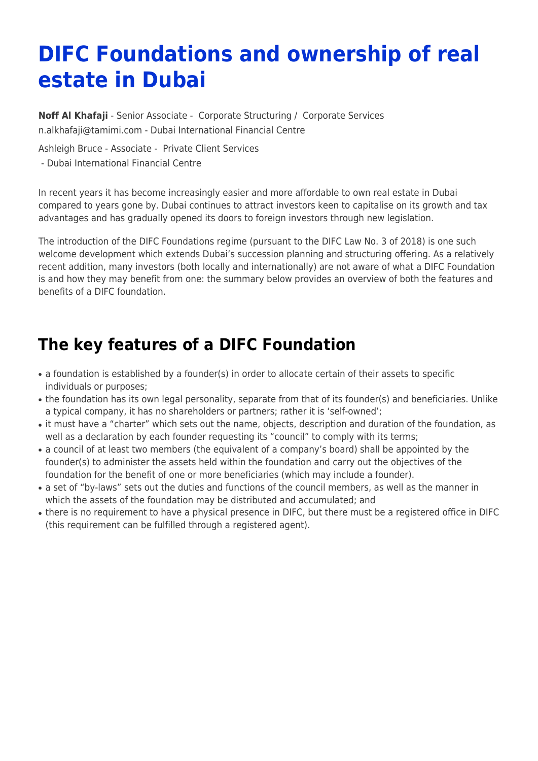# DIFC Foundations and ownership of real estate in Dubai

**Noff Al Khafaji** - Senior Associate - Corporate Structuring / Corporate Services
n.alkhafaji@tamimi.com - Dubai International Financial Centre

Ashleigh Bruce - Associate - Private Client Services
- Dubai International Financial Centre

In recent years it has become increasingly easier and more affordable to own real estate in Dubai compared to years gone by. Dubai continues to attract investors keen to capitalise on its growth and tax advantages and has gradually opened its doors to foreign investors through new legislation.

The introduction of the DIFC Foundations regime (pursuant to the DIFC Law No. 3 of 2018) is one such welcome development which extends Dubai's succession planning and structuring offering. As a relatively recent addition, many investors (both locally and internationally) are not aware of what a DIFC Foundation is and how they may benefit from one: the summary below provides an overview of both the features and benefits of a DIFC foundation.

## The key features of a DIFC Foundation

- a foundation is established by a founder(s) in order to allocate certain of their assets to specific individuals or purposes;
- the foundation has its own legal personality, separate from that of its founder(s) and beneficiaries. Unlike a typical company, it has no shareholders or partners; rather it is 'self-owned';
- it must have a "charter" which sets out the name, objects, description and duration of the foundation, as well as a declaration by each founder requesting its "council" to comply with its terms;
- a council of at least two members (the equivalent of a company's board) shall be appointed by the founder(s) to administer the assets held within the foundation and carry out the objectives of the foundation for the benefit of one or more beneficiaries (which may include a founder).
- a set of "by-laws" sets out the duties and functions of the council members, as well as the manner in which the assets of the foundation may be distributed and accumulated; and
- there is no requirement to have a physical presence in DIFC, but there must be a registered office in DIFC (this requirement can be fulfilled through a registered agent).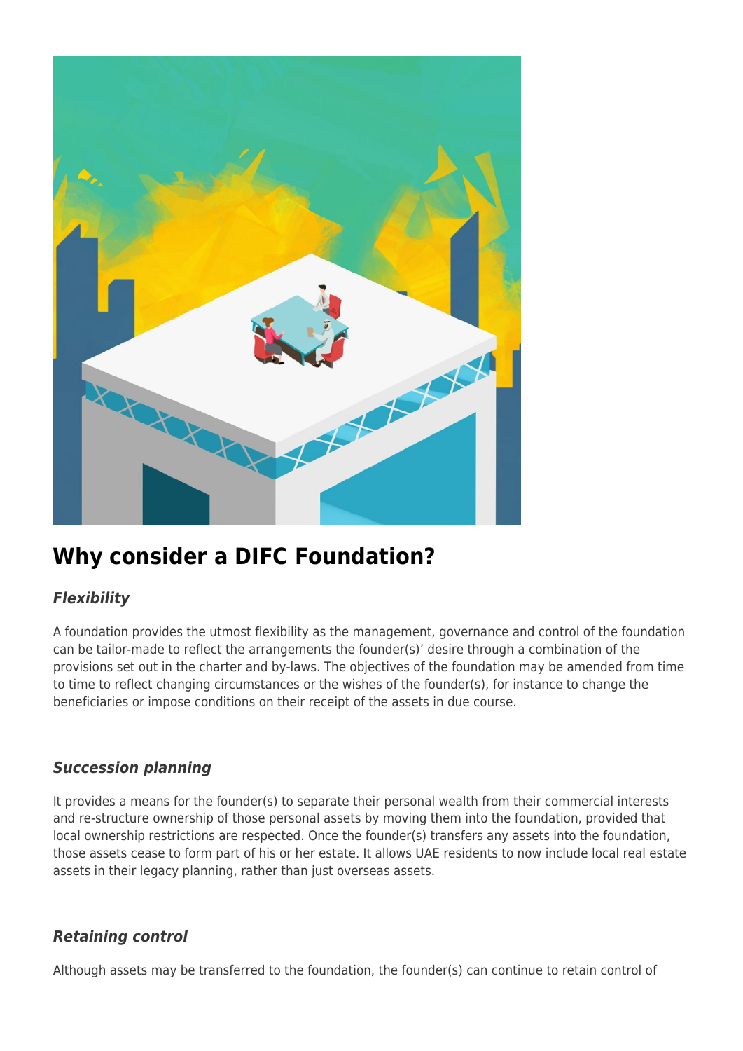## Why consider a DIFC Foundation?

### *Flexibility*

A foundation provides the utmost flexibility as the management, governance and control of the foundation can be tailor-made to reflect the arrangements the founder(s)' desire through a combination of the provisions set out in the charter and by-laws. The objectives of the foundation may be amended from time to time to reflect changing circumstances or the wishes of the founder(s), for instance to change the beneficiaries or impose conditions on their receipt of the assets in due course.

### *Succession planning*

It provides a means for the founder(s) to separate their personal wealth from their commercial interests and re-structure ownership of those personal assets by moving them into the foundation, provided that local ownership restrictions are respected. Once the founder(s) transfers any assets into the foundation, those assets cease to form part of his or her estate. It allows UAE residents to now include local real estate assets in their legacy planning, rather than just overseas assets.

### *Retaining control*

Although assets may be transferred to the foundation, the founder(s) can continue to retain control of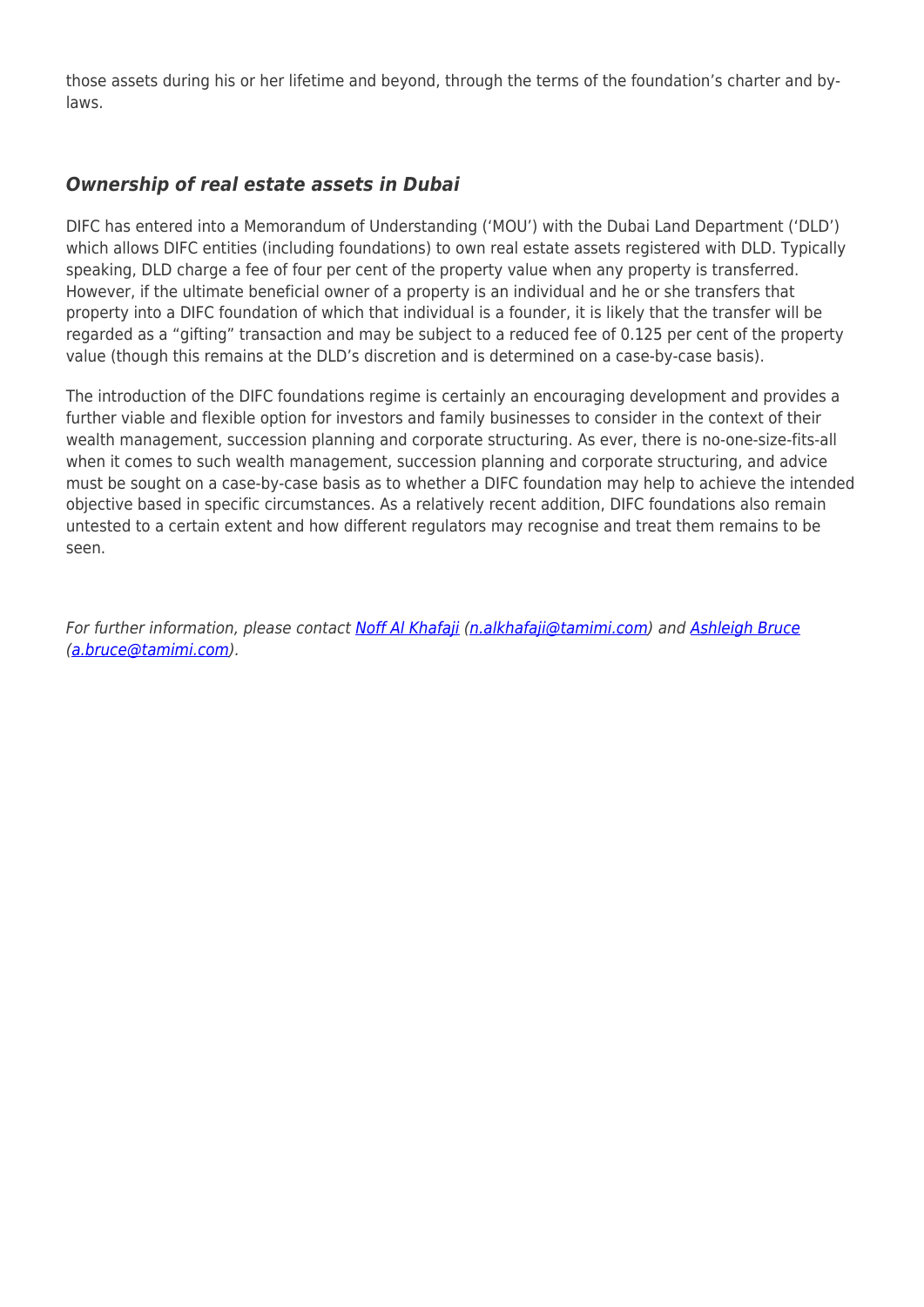those assets during his or her lifetime and beyond, through the terms of the foundation's charter and by-laws.

### *Ownership of real estate assets in Dubai*

DIFC has entered into a Memorandum of Understanding ('MOU') with the Dubai Land Department ('DLD') which allows DIFC entities (including foundations) to own real estate assets registered with DLD. Typically speaking, DLD charge a fee of four per cent of the property value when any property is transferred. However, if the ultimate beneficial owner of a property is an individual and he or she transfers that property into a DIFC foundation of which that individual is a founder, it is likely that the transfer will be regarded as a "gifting" transaction and may be subject to a reduced fee of 0.125 per cent of the property value (though this remains at the DLD's discretion and is determined on a case-by-case basis).

The introduction of the DIFC foundations regime is certainly an encouraging development and provides a further viable and flexible option for investors and family businesses to consider in the context of their wealth management, succession planning and corporate structuring. As ever, there is no-one-size-fits-all when it comes to such wealth management, succession planning and corporate structuring, and advice must be sought on a case-by-case basis as to whether a DIFC foundation may help to achieve the intended objective based in specific circumstances. As a relatively recent addition, DIFC foundations also remain untested to a certain extent and how different regulators may recognise and treat them remains to be seen.

*For further information, please contact [Noff Al Khafaji](n.alkhafaji@tamimi.com) ([n.alkhafaji@tamimi.com](mailto:n.alkhafaji@tamimi.com)) and [Ashleigh Bruce](a.bruce@tamimi.com) ([a.bruce@tamimi.com](mailto:a.bruce@tamimi.com)).*